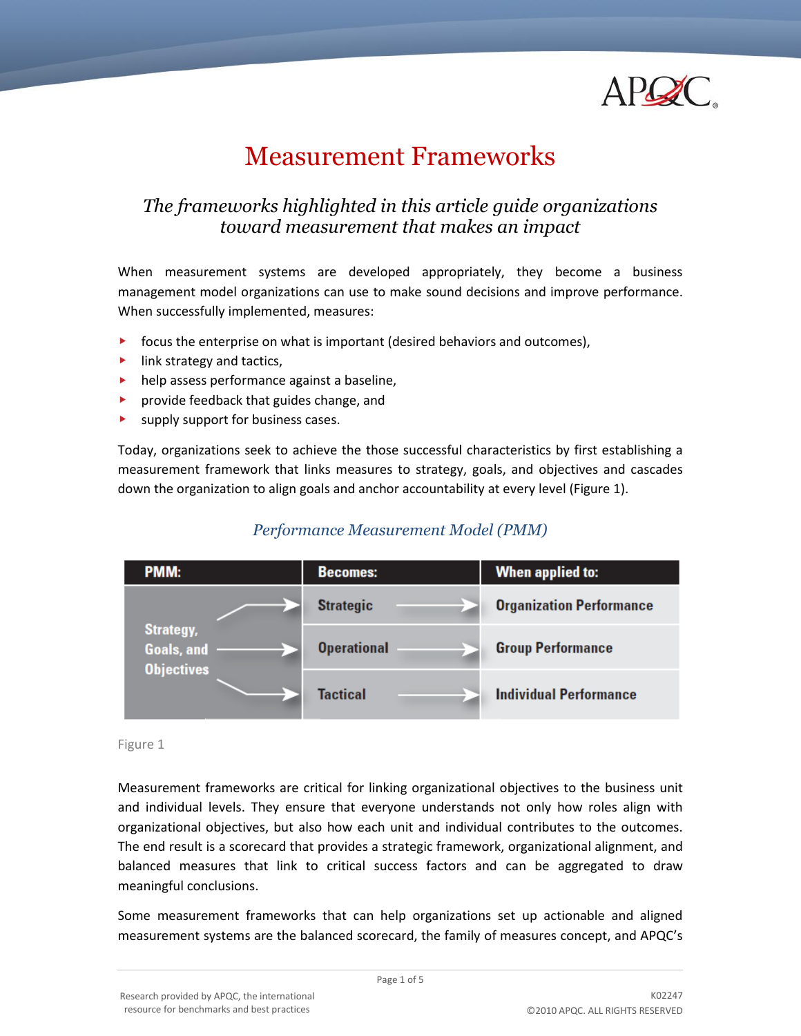# Measurement Frameworks

*The frameworks highlighted in this article guide organizations toward measurement that makes an impact*

When measurement systems are developed appropriately, they become a business management model organizations can use to make sound decisions and improve performance. When successfully implemented, measures:

- focus the enterprise on what is important (desired behaviors and outcomes),
- link strategy and tactics,
- help assess performance against a baseline,
- provide feedback that guides change, and
- supply support for business cases.

Today, organizations seek to achieve the those successful characteristics by first establishing a measurement framework that links measures to strategy, goals, and objectives and cascades down the organization to align goals and anchor accountability at every level (Figure 1).

*Performance Measurement Model (PMM)*

| PMM: | Becomes: | When applied to: |
| --- | --- | --- |
| Strategy, Goals, and Objectives → | Strategic → | Organization Performance |
| Strategy, Goals, and Objectives → | Operational → | Group Performance |
| Strategy, Goals, and Objectives → | Tactical → | Individual Performance |

Figure 1

Measurement frameworks are critical for linking organizational objectives to the business unit and individual levels. They ensure that everyone understands not only how roles align with organizational objectives, but also how each unit and individual contributes to the outcomes. The end result is a scorecard that provides a strategic framework, organizational alignment, and balanced measures that link to critical success factors and can be aggregated to draw meaningful conclusions.

Some measurement frameworks that can help organizations set up actionable and aligned measurement systems are the balanced scorecard, the family of measures concept, and APQC's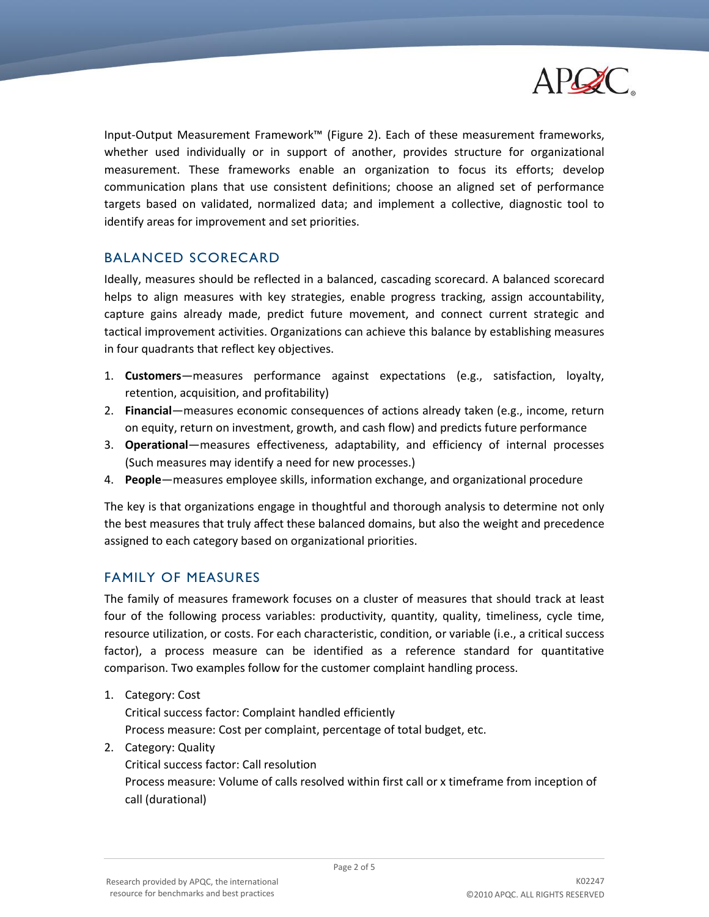Input-Output Measurement Framework™ (Figure 2). Each of these measurement frameworks, whether used individually or in support of another, provides structure for organizational measurement. These frameworks enable an organization to focus its efforts; develop communication plans that use consistent definitions; choose an aligned set of performance targets based on validated, normalized data; and implement a collective, diagnostic tool to identify areas for improvement and set priorities.

## BALANCED SCORECARD

Ideally, measures should be reflected in a balanced, cascading scorecard. A balanced scorecard helps to align measures with key strategies, enable progress tracking, assign accountability, capture gains already made, predict future movement, and connect current strategic and tactical improvement activities. Organizations can achieve this balance by establishing measures in four quadrants that reflect key objectives.

1. **Customers**—measures performance against expectations (e.g., satisfaction, loyalty, retention, acquisition, and profitability)
2. **Financial**—measures economic consequences of actions already taken (e.g., income, return on equity, return on investment, growth, and cash flow) and predicts future performance
3. **Operational**—measures effectiveness, adaptability, and efficiency of internal processes (Such measures may identify a need for new processes.)
4. **People**—measures employee skills, information exchange, and organizational procedure

The key is that organizations engage in thoughtful and thorough analysis to determine not only the best measures that truly affect these balanced domains, but also the weight and precedence assigned to each category based on organizational priorities.

## FAMILY OF MEASURES

The family of measures framework focuses on a cluster of measures that should track at least four of the following process variables: productivity, quantity, quality, timeliness, cycle time, resource utilization, or costs. For each characteristic, condition, or variable (i.e., a critical success factor), a process measure can be identified as a reference standard for quantitative comparison. Two examples follow for the customer complaint handling process.

1. Category: Cost
   Critical success factor: Complaint handled efficiently
   Process measure: Cost per complaint, percentage of total budget, etc.
2. Category: Quality
   Critical success factor: Call resolution
   Process measure: Volume of calls resolved within first call or x timeframe from inception of call (durational)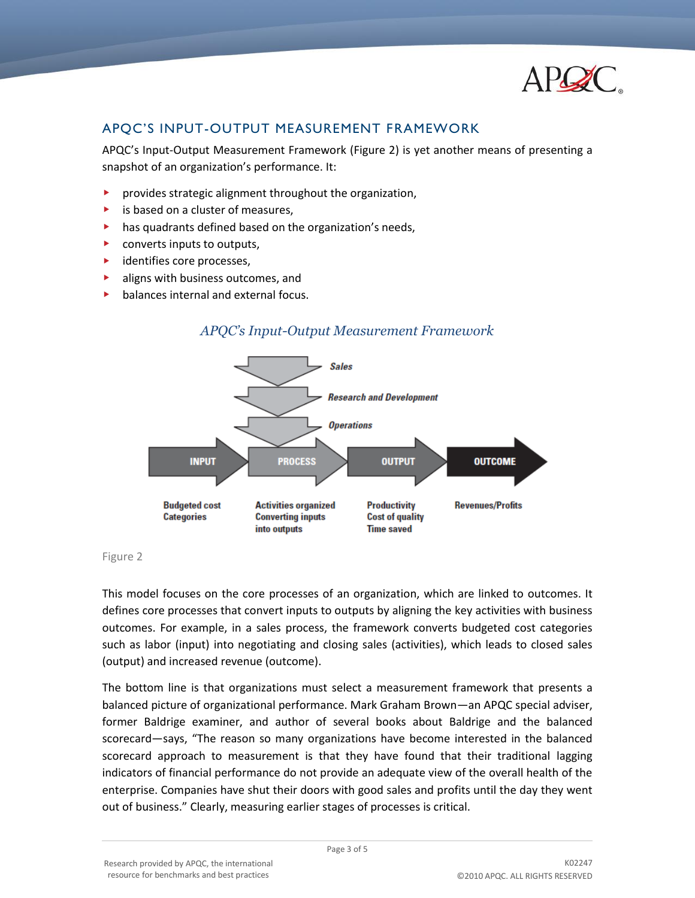## APQC'S INPUT-OUTPUT MEASUREMENT FRAMEWORK

APQC's Input-Output Measurement Framework (Figure 2) is yet another means of presenting a snapshot of an organization's performance. It:

- provides strategic alignment throughout the organization,
- is based on a cluster of measures,
- has quadrants defined based on the organization's needs,
- converts inputs to outputs,
- identifies core processes,
- aligns with business outcomes, and
- balances internal and external focus.

*APQC's Input-Output Measurement Framework*

Sales

Research and Development

Operations

| INPUT | PROCESS | OUTPUT | OUTCOME |
|---|---|---|---|
| Budgeted cost Categories | Activities organized Converting inputs into outputs | Productivity Cost of quality Time saved | Revenues/Profits |

Figure 2

This model focuses on the core processes of an organization, which are linked to outcomes. It defines core processes that convert inputs to outputs by aligning the key activities with business outcomes. For example, in a sales process, the framework converts budgeted cost categories such as labor (input) into negotiating and closing sales (activities), which leads to closed sales (output) and increased revenue (outcome).

The bottom line is that organizations must select a measurement framework that presents a balanced picture of organizational performance. Mark Graham Brown—an APQC special adviser, former Baldrige examiner, and author of several books about Baldrige and the balanced scorecard—says, "The reason so many organizations have become interested in the balanced scorecard approach to measurement is that they have found that their traditional lagging indicators of financial performance do not provide an adequate view of the overall health of the enterprise. Companies have shut their doors with good sales and profits until the day they went out of business." Clearly, measuring earlier stages of processes is critical.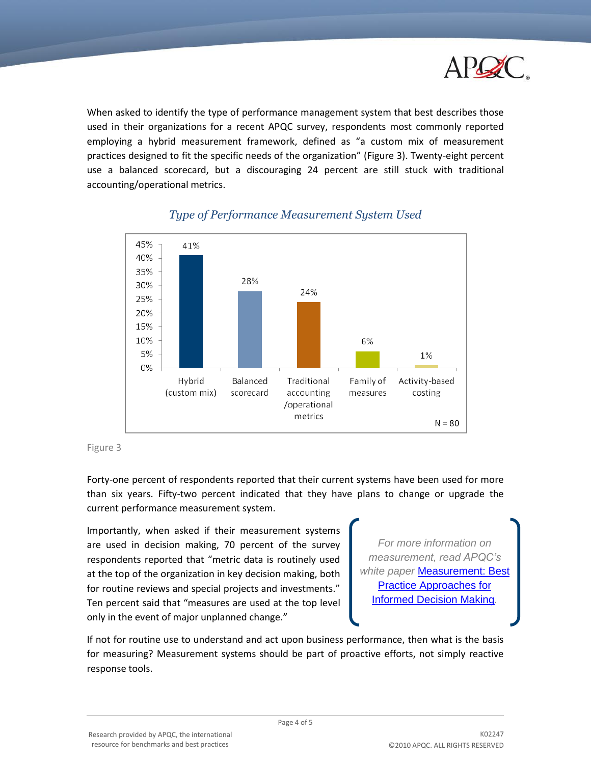When asked to identify the type of performance management system that best describes those used in their organizations for a recent APQC survey, respondents most commonly reported employing a hybrid measurement framework, defined as "a custom mix of measurement practices designed to fit the specific needs of the organization" (Figure 3). Twenty-eight percent use a balanced scorecard, but a discouraging 24 percent are still stuck with traditional accounting/operational metrics.

*Type of Performance Measurement System Used*

| Type | Percent |
|---|---|
| Hybrid (custom mix) | 41% |
| Balanced scorecard | 28% |
| Traditional accounting /operational metrics | 24% |
| Family of measures | 6% |
| Activity-based costing | 1% |

N = 80

Figure 3

Forty-one percent of respondents reported that their current systems have been used for more than six years. Fifty-two percent indicated that they have plans to change or upgrade the current performance measurement system.

Importantly, when asked if their measurement systems are used in decision making, 70 percent of the survey respondents reported that "metric data is routinely used at the top of the organization in key decision making, both for routine reviews and special projects and investments." Ten percent said that "measures are used at the top level only in the event of major unplanned change."

> *For more information on measurement, read APQC's white paper* [Measurement: Best Practice Approaches for Informed Decision Making](#).

If not for routine use to understand and act upon business performance, then what is the basis for measuring? Measurement systems should be part of proactive efforts, not simply reactive response tools.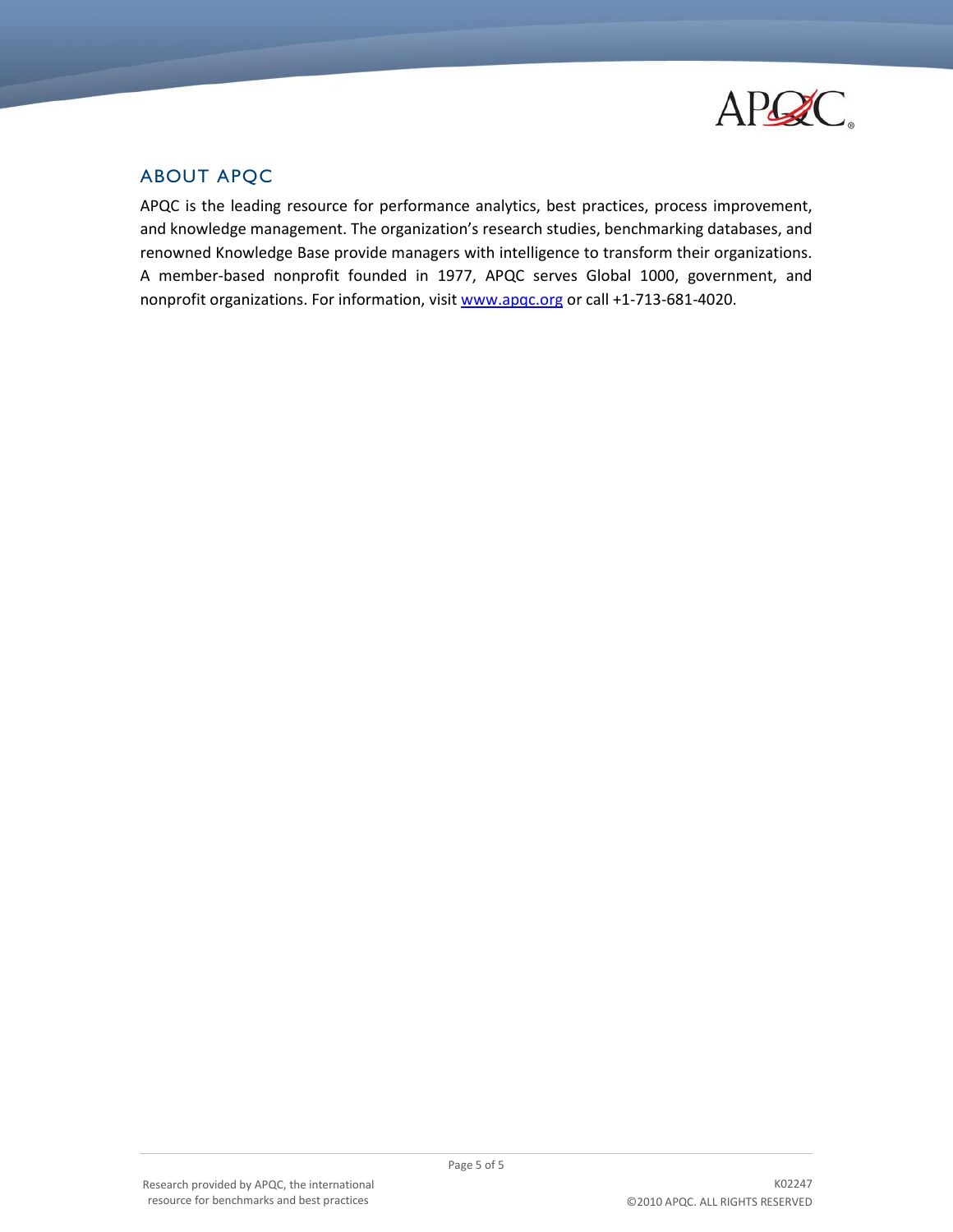## ABOUT APQC

APQC is the leading resource for performance analytics, best practices, process improvement, and knowledge management. The organization's research studies, benchmarking databases, and renowned Knowledge Base provide managers with intelligence to transform their organizations. A member-based nonprofit founded in 1977, APQC serves Global 1000, government, and nonprofit organizations. For information, visit www.apqc.org or call +1-713-681-4020.